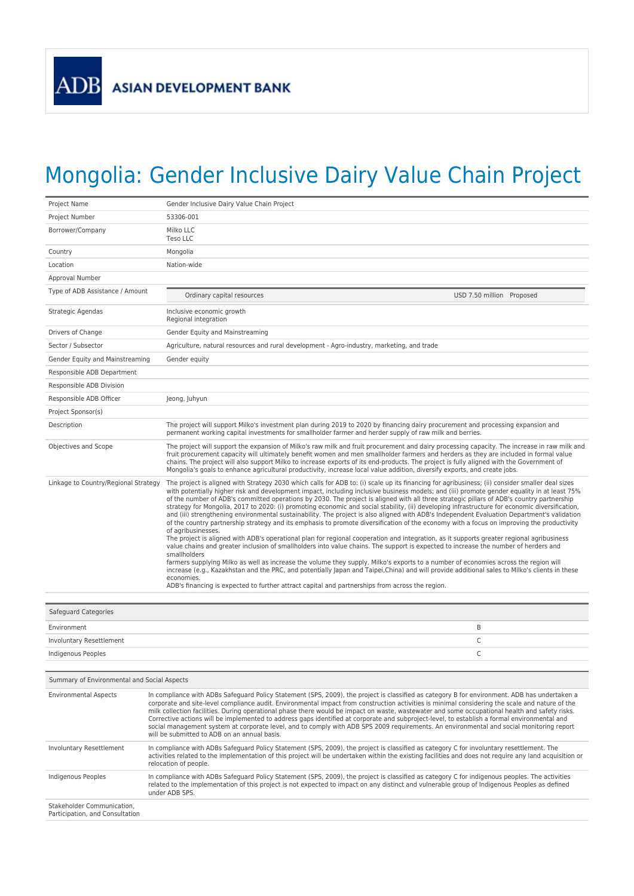ASIAN DEVELOPMENT BANK

# Mongolia: Gender Inclusive Dairy Value Chain Project

| | |
|---|---|
| Project Name | Gender Inclusive Dairy Value Chain Project |
| Project Number | 53306-001 |
| Borrower/Company | Milko LLC<br>Teso LLC |
| Country | Mongolia |
| Location | Nation-wide |
| Approval Number | |
| Type of ADB Assistance / Amount | Ordinary capital resources — USD 7.50 million — Proposed |
| Strategic Agendas | Inclusive economic growth<br>Regional integration |
| Drivers of Change | Gender Equity and Mainstreaming |
| Sector / Subsector | Agriculture, natural resources and rural development - Agro-industry, marketing, and trade |
| Gender Equity and Mainstreaming | Gender equity |
| Responsible ADB Department | |
| Responsible ADB Division | |
| Responsible ADB Officer | Jeong, Juhyun |
| Project Sponsor(s) | |
| Description | The project will support Milko's investment plan during 2019 to 2020 by financing dairy procurement and processing expansion and permanent working capital investments for smallholder farmer and herder supply of raw milk and berries. |
| Objectives and Scope | The project will support the expansion of Milko's raw milk and fruit procurement and dairy processing capacity. The increase in raw milk and fruit procurement capacity will ultimately benefit women and men smallholder farmers and herders as they are included in formal value chains. The project will also support Milko to increase exports of its end-products. The project is fully aligned with the Government of Mongolia's goals to enhance agricultural productivity, increase local value addition, diversify exports, and create jobs. |
| Linkage to Country/Regional Strategy | The project is aligned with Strategy 2030 which calls for ADB to: (i) scale up its financing for agribusiness; (ii) consider smaller deal sizes with potentially higher risk and development impact, including inclusive business models; and (iii) promote gender equality in at least 75% of the number of ADB's committed operations by 2030. The project is aligned with all three strategic pillars of ADB's country partnership strategy for Mongolia, 2017 to 2020: (i) promoting economic and social stability, (ii) developing infrastructure for economic diversification, and (iii) strengthening environmental sustainability. The project is also aligned with ADB's Independent Evaluation Department's validation of the country partnership strategy and its emphasis to promote diversification of the economy with a focus on improving the productivity of agribusinesses.<br>The project is aligned with ADB's operational plan for regional cooperation and integration, as it supports greater regional agribusiness value chains and greater inclusion of smallholders into value chains. The support is expected to increase the number of herders and smallholders<br>farmers supplying Milko as well as increase the volume they supply. Milko's exports to a number of economies across the region will increase (e.g., Kazakhstan and the PRC, and potentially Japan and Taipei,China) and will provide additional sales to Milko's clients in these economies.<br>ADB's financing is expected to further attract capital and partnerships from across the region. |

| Safeguard Categories | |
|---|---|
| Environment | B |
| Involuntary Resettlement | C |
| Indigenous Peoples | C |

| Summary of Environmental and Social Aspects | |
|---|---|
| Environmental Aspects | In compliance with ADBs Safeguard Policy Statement (SPS, 2009), the project is classified as category B for environment. ADB has undertaken a corporate and site-level compliance audit. Environmental impact from construction activities is minimal considering the scale and nature of the milk collection facilities. During operational phase there would be impact on waste, wastewater and some occupational health and safety risks. Corrective actions will be implemented to address gaps identified at corporate and subproject-level, to establish a formal environmental and social management system at corporate level, and to comply with ADB SPS 2009 requirements. An environmental and social monitoring report will be submitted to ADB on an annual basis. |
| Involuntary Resettlement | In compliance with ADBs Safeguard Policy Statement (SPS, 2009), the project is classified as category C for involuntary resettlement. The activities related to the implementation of this project will be undertaken within the existing facilities and does not require any land acquisition or relocation of people. |
| Indigenous Peoples | In compliance with ADBs Safeguard Policy Statement (SPS, 2009), the project is classified as category C for indigenous peoples. The activities related to the implementation of this project is not expected to impact on any distinct and vulnerable group of Indigenous Peoples as defined under ADB SPS. |
| Stakeholder Communication, Participation, and Consultation | |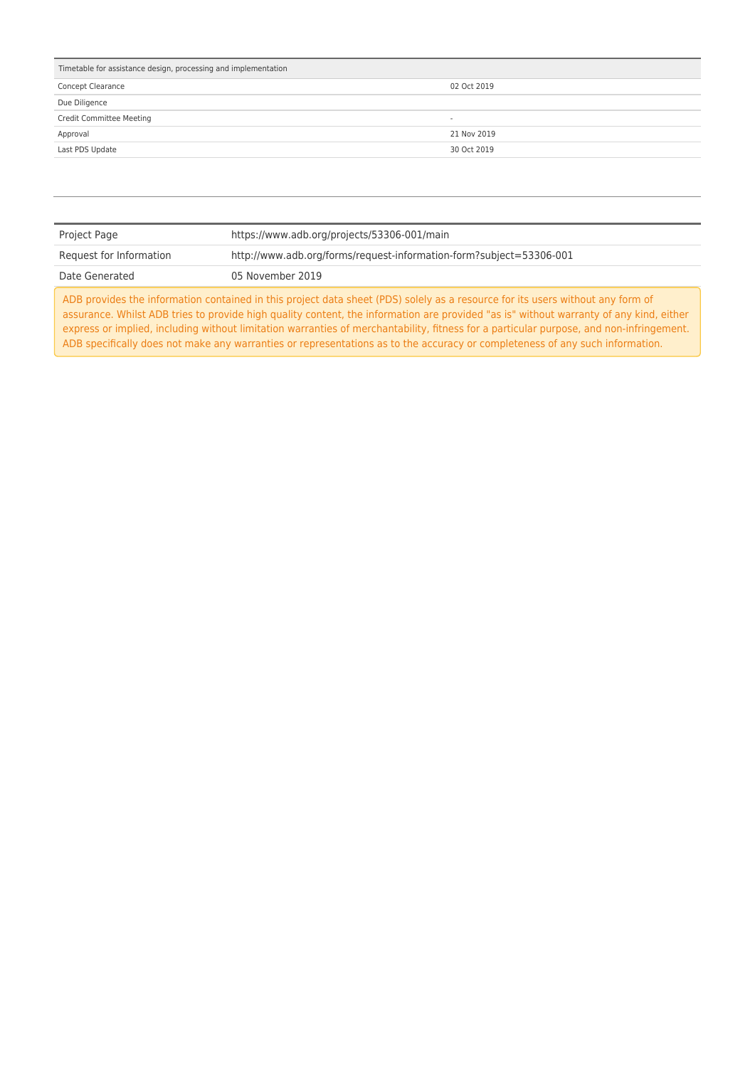| Timetable for assistance design, processing and implementation | |
|---|---|
| Concept Clearance | 02 Oct 2019 |
| Due Diligence | |
| Credit Committee Meeting | - |
| Approval | 21 Nov 2019 |
| Last PDS Update | 30 Oct 2019 |

| | |
|---|---|
| Project Page | https://www.adb.org/projects/53306-001/main |
| Request for Information | http://www.adb.org/forms/request-information-form?subject=53306-001 |
| Date Generated | 05 November 2019 |

ADB provides the information contained in this project data sheet (PDS) solely as a resource for its users without any form of assurance. Whilst ADB tries to provide high quality content, the information are provided "as is" without warranty of any kind, either express or implied, including without limitation warranties of merchantability, fitness for a particular purpose, and non-infringement. ADB specifically does not make any warranties or representations as to the accuracy or completeness of any such information.